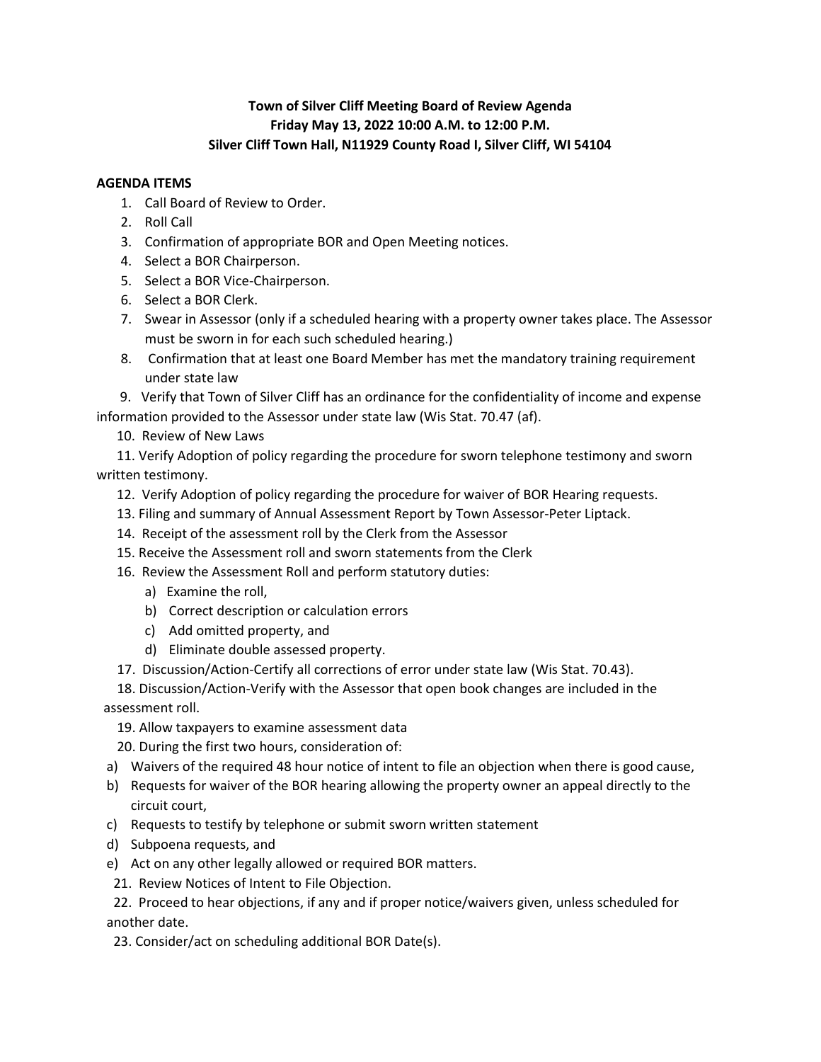**Town of Silver Cliff Meeting Board of Review Agenda**
**Friday May 13, 2022 10:00 A.M. to 12:00 P.M.**
**Silver Cliff Town Hall, N11929 County Road I, Silver Cliff, WI 54104**

**AGENDA ITEMS**

1. Call Board of Review to Order.
2. Roll Call
3. Confirmation of appropriate BOR and Open Meeting notices.
4. Select a BOR Chairperson.
5. Select a BOR Vice-Chairperson.
6. Select a BOR Clerk.
7. Swear in Assessor (only if a scheduled hearing with a property owner takes place. The Assessor must be sworn in for each such scheduled hearing.)
8. Confirmation that at least one Board Member has met the mandatory training requirement under state law
9. Verify that Town of Silver Cliff has an ordinance for the confidentiality of income and expense information provided to the Assessor under state law (Wis Stat. 70.47 (af).
10. Review of New Laws
11. Verify Adoption of policy regarding the procedure for sworn telephone testimony and sworn written testimony.
12. Verify Adoption of policy regarding the procedure for waiver of BOR Hearing requests.
13. Filing and summary of Annual Assessment Report by Town Assessor-Peter Liptack.
14. Receipt of the assessment roll by the Clerk from the Assessor
15. Receive the Assessment roll and sworn statements from the Clerk
16. Review the Assessment Roll and perform statutory duties:
    a) Examine the roll,
    b) Correct description or calculation errors
    c) Add omitted property, and
    d) Eliminate double assessed property.
17. Discussion/Action-Certify all corrections of error under state law (Wis Stat. 70.43).
18. Discussion/Action-Verify with the Assessor that open book changes are included in the assessment roll.
19. Allow taxpayers to examine assessment data
20. During the first two hours, consideration of:
    a) Waivers of the required 48 hour notice of intent to file an objection when there is good cause,
    b) Requests for waiver of the BOR hearing allowing the property owner an appeal directly to the circuit court,
    c) Requests to testify by telephone or submit sworn written statement
    d) Subpoena requests, and
    e) Act on any other legally allowed or required BOR matters.
21. Review Notices of Intent to File Objection.
22. Proceed to hear objections, if any and if proper notice/waivers given, unless scheduled for another date.
23. Consider/act on scheduling additional BOR Date(s).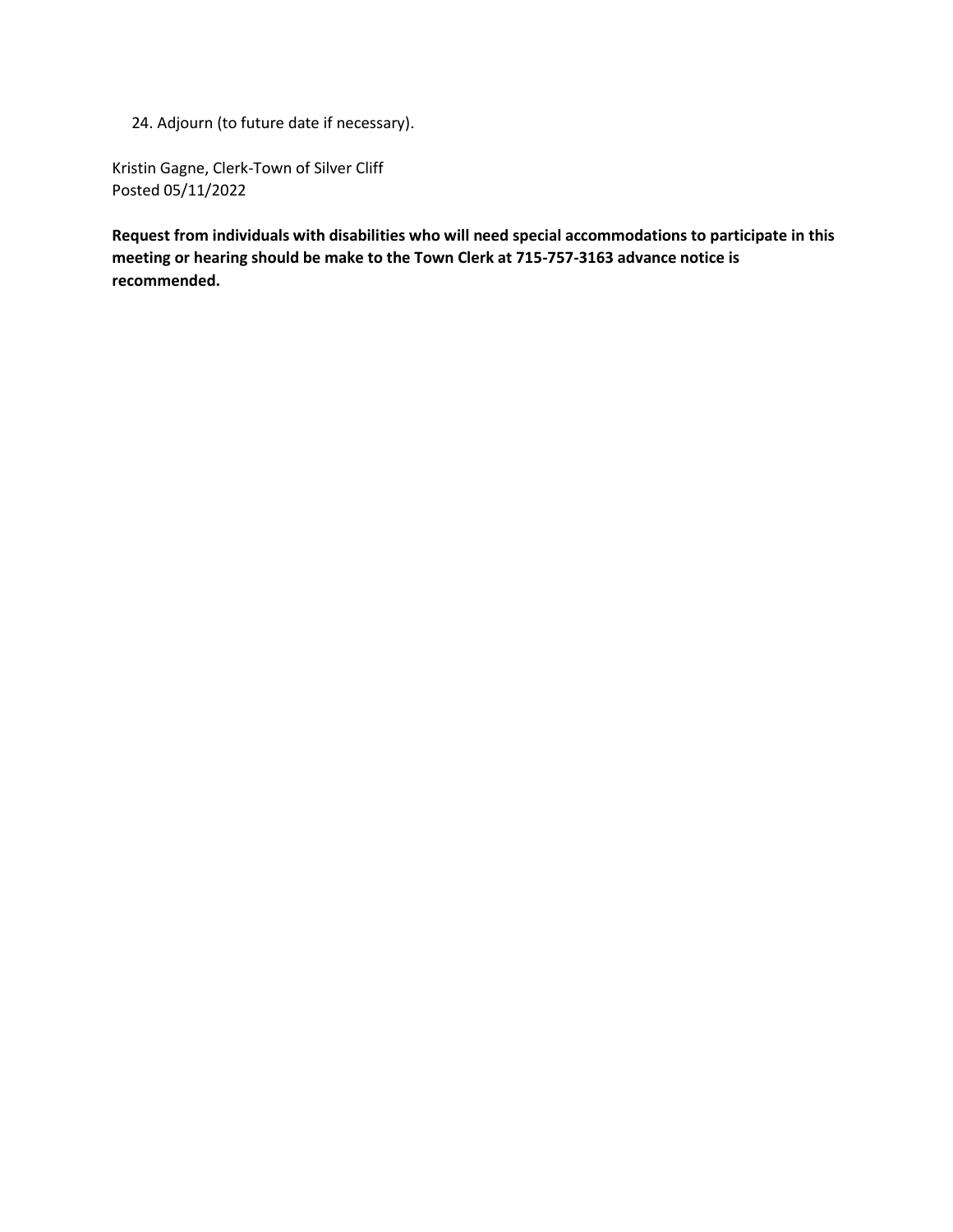24. Adjourn (to future date if necessary).

Kristin Gagne, Clerk-Town of Silver Cliff
Posted 05/11/2022

**Request from individuals with disabilities who will need special accommodations to participate in this meeting or hearing should be make to the Town Clerk at 715-757-3163 advance notice is recommended.**